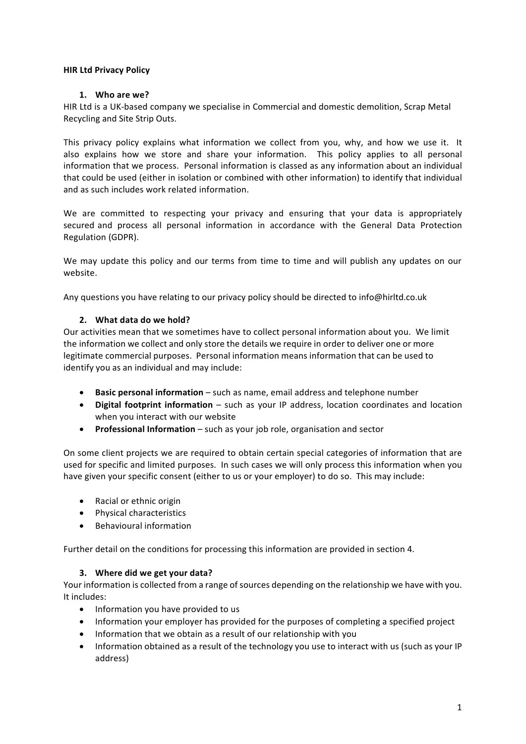**HIR Ltd Privacy Policy**

## 1. Who are we?

HIR Ltd is a UK-based company we specialise in Commercial and domestic demolition, Scrap Metal Recycling and Site Strip Outs.

This privacy policy explains what information we collect from you, why, and how we use it. It also explains how we store and share your information. This policy applies to all personal information that we process. Personal information is classed as any information about an individual that could be used (either in isolation or combined with other information) to identify that individual and as such includes work related information.

We are committed to respecting your privacy and ensuring that your data is appropriately secured and process all personal information in accordance with the General Data Protection Regulation (GDPR).

We may update this policy and our terms from time to time and will publish any updates on our website.

Any questions you have relating to our privacy policy should be directed to info@hirltd.co.uk

## 2. What data do we hold?

Our activities mean that we sometimes have to collect personal information about you. We limit the information we collect and only store the details we require in order to deliver one or more legitimate commercial purposes. Personal information means information that can be used to identify you as an individual and may include:

- **Basic personal information** – such as name, email address and telephone number
- **Digital footprint information** – such as your IP address, location coordinates and location when you interact with our website
- **Professional Information** – such as your job role, organisation and sector

On some client projects we are required to obtain certain special categories of information that are used for specific and limited purposes. In such cases we will only process this information when you have given your specific consent (either to us or your employer) to do so. This may include:

- Racial or ethnic origin
- Physical characteristics
- Behavioural information

Further detail on the conditions for processing this information are provided in section 4.

## 3. Where did we get your data?

Your information is collected from a range of sources depending on the relationship we have with you. It includes:

- Information you have provided to us
- Information your employer has provided for the purposes of completing a specified project
- Information that we obtain as a result of our relationship with you
- Information obtained as a result of the technology you use to interact with us (such as your IP address)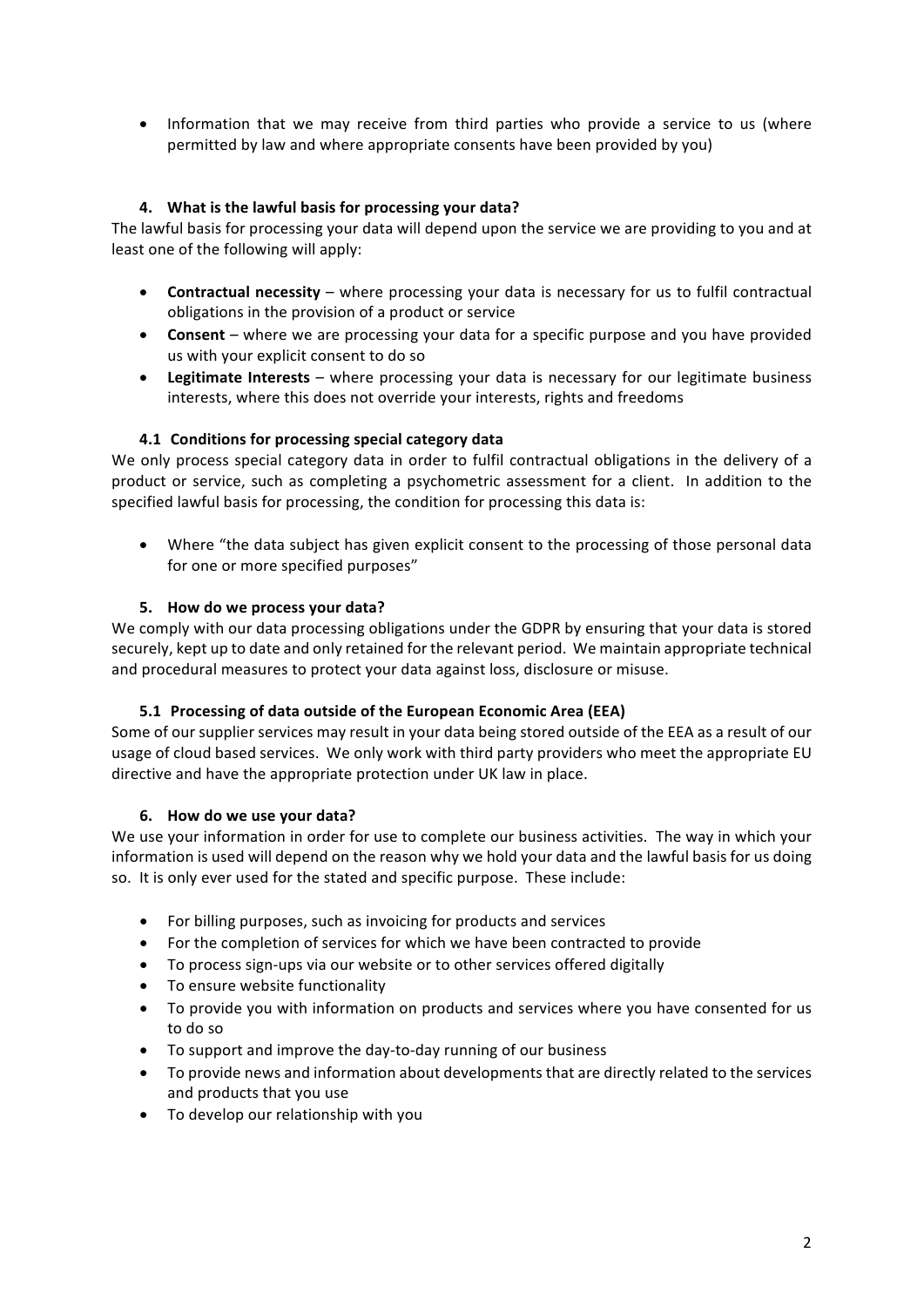- Information that we may receive from third parties who provide a service to us (where permitted by law and where appropriate consents have been provided by you)

## 4. What is the lawful basis for processing your data?

The lawful basis for processing your data will depend upon the service we are providing to you and at least one of the following will apply:

- **Contractual necessity** – where processing your data is necessary for us to fulfil contractual obligations in the provision of a product or service
- **Consent** – where we are processing your data for a specific purpose and you have provided us with your explicit consent to do so
- **Legitimate Interests** – where processing your data is necessary for our legitimate business interests, where this does not override your interests, rights and freedoms

### 4.1 Conditions for processing special category data

We only process special category data in order to fulfil contractual obligations in the delivery of a product or service, such as completing a psychometric assessment for a client. In addition to the specified lawful basis for processing, the condition for processing this data is:

- Where "the data subject has given explicit consent to the processing of those personal data for one or more specified purposes"

## 5. How do we process your data?

We comply with our data processing obligations under the GDPR by ensuring that your data is stored securely, kept up to date and only retained for the relevant period. We maintain appropriate technical and procedural measures to protect your data against loss, disclosure or misuse.

### 5.1 Processing of data outside of the European Economic Area (EEA)

Some of our supplier services may result in your data being stored outside of the EEA as a result of our usage of cloud based services. We only work with third party providers who meet the appropriate EU directive and have the appropriate protection under UK law in place.

## 6. How do we use your data?

We use your information in order for use to complete our business activities. The way in which your information is used will depend on the reason why we hold your data and the lawful basis for us doing so. It is only ever used for the stated and specific purpose. These include:

- For billing purposes, such as invoicing for products and services
- For the completion of services for which we have been contracted to provide
- To process sign-ups via our website or to other services offered digitally
- To ensure website functionality
- To provide you with information on products and services where you have consented for us to do so
- To support and improve the day-to-day running of our business
- To provide news and information about developments that are directly related to the services and products that you use
- To develop our relationship with you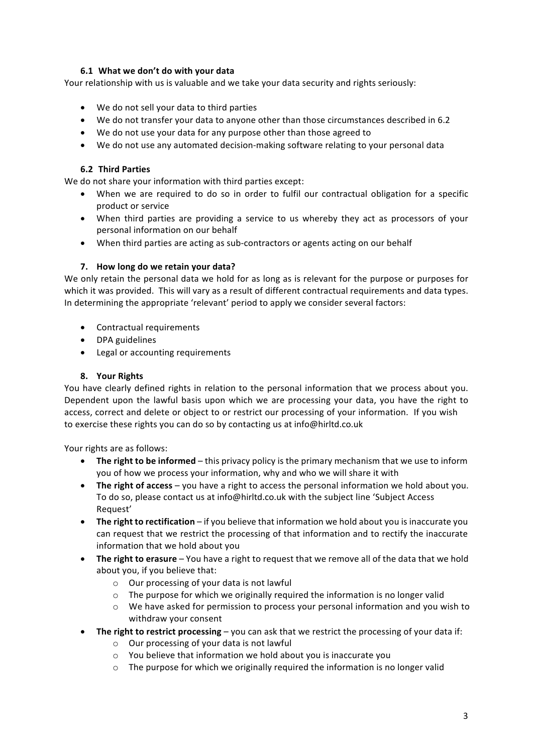### 6.1 What we don't do with your data

Your relationship with us is valuable and we take your data security and rights seriously:

- We do not sell your data to third parties
- We do not transfer your data to anyone other than those circumstances described in 6.2
- We do not use your data for any purpose other than those agreed to
- We do not use any automated decision-making software relating to your personal data

### 6.2 Third Parties

We do not share your information with third parties except:

- When we are required to do so in order to fulfil our contractual obligation for a specific product or service
- When third parties are providing a service to us whereby they act as processors of your personal information on our behalf
- When third parties are acting as sub-contractors or agents acting on our behalf

## 7. How long do we retain your data?

We only retain the personal data we hold for as long as is relevant for the purpose or purposes for which it was provided. This will vary as a result of different contractual requirements and data types. In determining the appropriate 'relevant' period to apply we consider several factors:

- Contractual requirements
- DPA guidelines
- Legal or accounting requirements

## 8. Your Rights

You have clearly defined rights in relation to the personal information that we process about you. Dependent upon the lawful basis upon which we are processing your data, you have the right to access, correct and delete or object to or restrict our processing of your information. If you wish to exercise these rights you can do so by contacting us at info@hirltd.co.uk

Your rights are as follows:

- **The right to be informed** – this privacy policy is the primary mechanism that we use to inform you of how we process your information, why and who we will share it with
- **The right of access** – you have a right to access the personal information we hold about you. To do so, please contact us at info@hirltd.co.uk with the subject line 'Subject Access Request'
- **The right to rectification** – if you believe that information we hold about you is inaccurate you can request that we restrict the processing of that information and to rectify the inaccurate information that we hold about you
- **The right to erasure** – You have a right to request that we remove all of the data that we hold about you, if you believe that:
  - Our processing of your data is not lawful
  - The purpose for which we originally required the information is no longer valid
  - We have asked for permission to process your personal information and you wish to withdraw your consent
- **The right to restrict processing** – you can ask that we restrict the processing of your data if:
  - Our processing of your data is not lawful
  - You believe that information we hold about you is inaccurate you
  - The purpose for which we originally required the information is no longer valid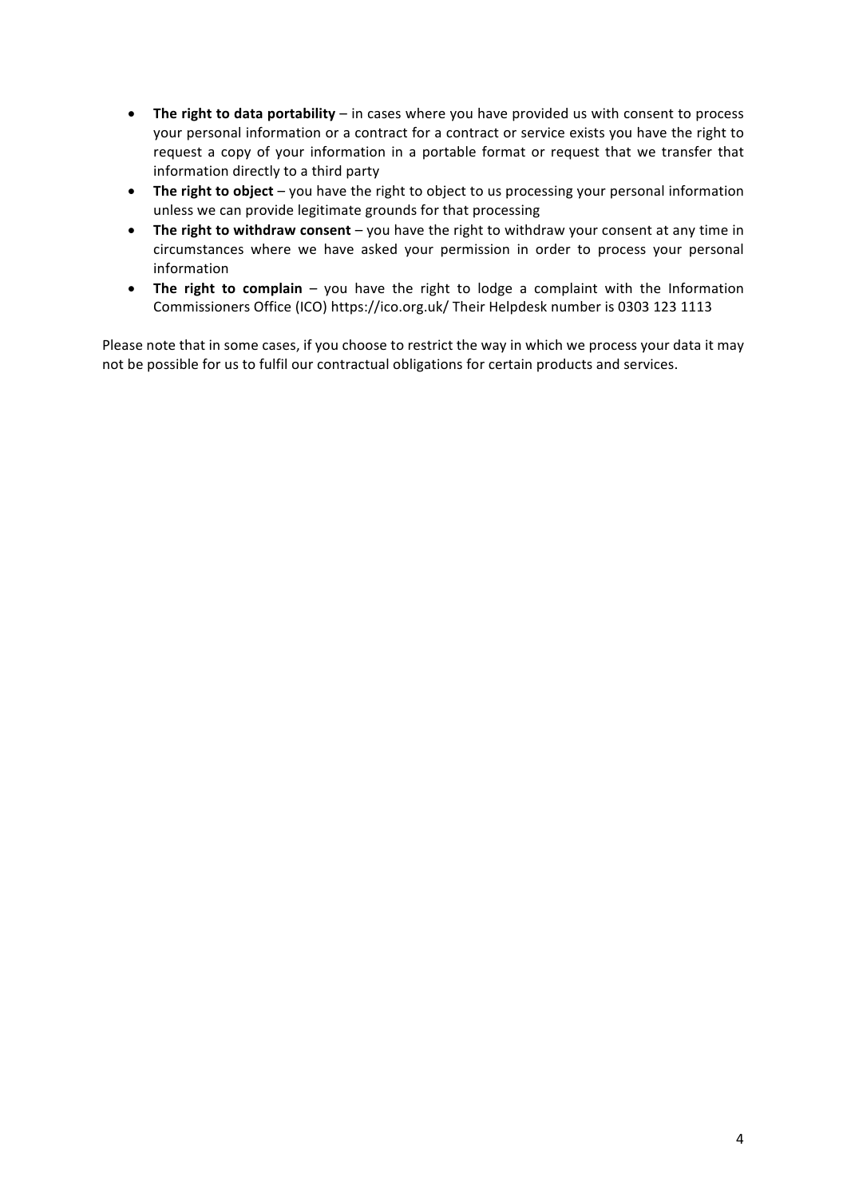- **The right to data portability** – in cases where you have provided us with consent to process your personal information or a contract for a contract or service exists you have the right to request a copy of your information in a portable format or request that we transfer that information directly to a third party
- **The right to object** – you have the right to object to us processing your personal information unless we can provide legitimate grounds for that processing
- **The right to withdraw consent** – you have the right to withdraw your consent at any time in circumstances where we have asked your permission in order to process your personal information
- **The right to complain** – you have the right to lodge a complaint with the Information Commissioners Office (ICO) https://ico.org.uk/ Their Helpdesk number is 0303 123 1113

Please note that in some cases, if you choose to restrict the way in which we process your data it may not be possible for us to fulfil our contractual obligations for certain products and services.